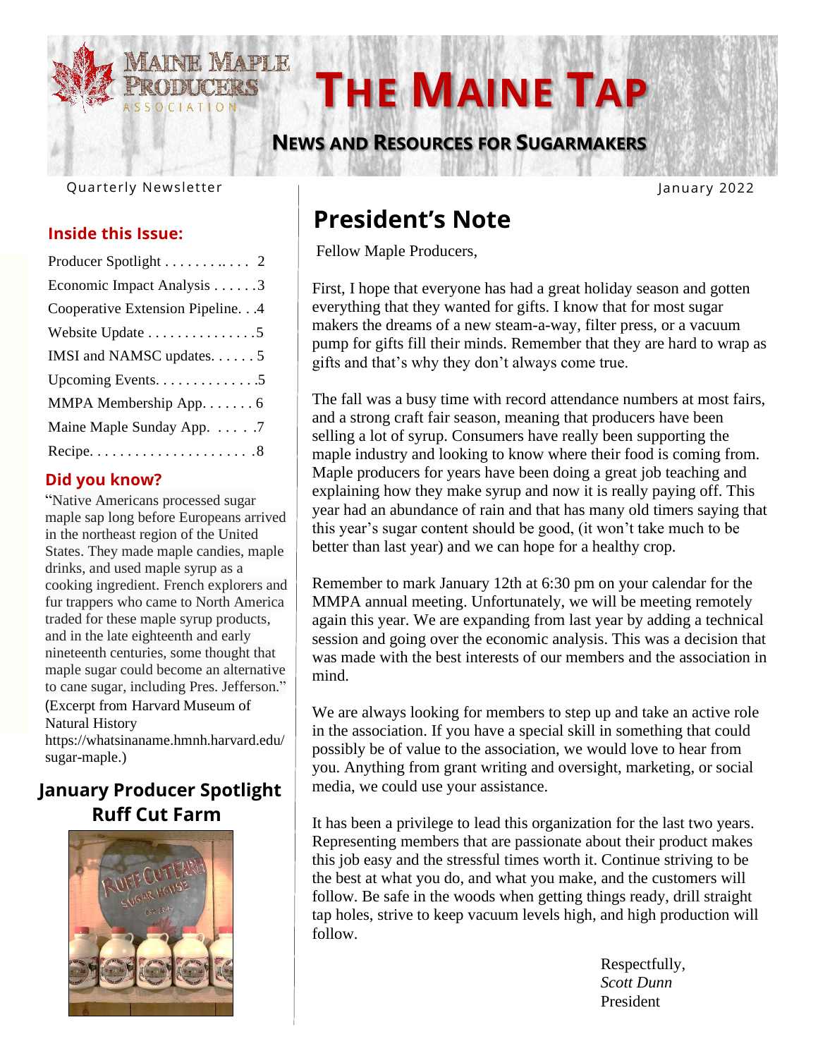# THE MAINE TAP

## NEWS AND RESOURCES FOR SUGARMAKERS

Maine Maple Producers Association

Quarterly Newsletter

January 2022

### Inside this Issue:

| | |
|---|---|
| Producer Spotlight | 2 |
| Economic Impact Analysis | 3 |
| Cooperative Extension Pipeline | 4 |
| Website Update | 5 |
| IMSI and NAMSC updates | 5 |
| Upcoming Events | 5 |
| MMPA Membership App | 6 |
| Maine Maple Sunday App | 7 |
| Recipe | 8 |

### Did you know?

"Native Americans processed sugar maple sap long before Europeans arrived in the northeast region of the United States. They made maple candies, maple drinks, and used maple syrup as a cooking ingredient. French explorers and fur trappers who came to North America traded for these maple syrup products, and in the late eighteenth and early nineteenth centuries, some thought that maple sugar could become an alternative to cane sugar, including Pres. Jefferson." (Excerpt from Harvard Museum of Natural History https://whatsinaname.hmnh.harvard.edu/sugar-maple.)

### January Producer Spotlight
### Ruff Cut Farm

## President's Note

Fellow Maple Producers,

First, I hope that everyone has had a great holiday season and gotten everything that they wanted for gifts. I know that for most sugar makers the dreams of a new steam-a-way, filter press, or a vacuum pump for gifts fill their minds. Remember that they are hard to wrap as gifts and that's why they don't always come true.

The fall was a busy time with record attendance numbers at most fairs, and a strong craft fair season, meaning that producers have been selling a lot of syrup. Consumers have really been supporting the maple industry and looking to know where their food is coming from. Maple producers for years have been doing a great job teaching and explaining how they make syrup and now it is really paying off. This year had an abundance of rain and that has many old timers saying that this year's sugar content should be good, (it won't take much to be better than last year) and we can hope for a healthy crop.

Remember to mark January 12th at 6:30 pm on your calendar for the MMPA annual meeting. Unfortunately, we will be meeting remotely again this year. We are expanding from last year by adding a technical session and going over the economic analysis. This was a decision that was made with the best interests of our members and the association in mind.

We are always looking for members to step up and take an active role in the association. If you have a special skill in something that could possibly be of value to the association, we would love to hear from you. Anything from grant writing and oversight, marketing, or social media, we could use your assistance.

It has been a privilege to lead this organization for the last two years. Representing members that are passionate about their product makes this job easy and the stressful times worth it. Continue striving to be the best at what you do, and what you make, and the customers will follow. Be safe in the woods when getting things ready, drill straight tap holes, strive to keep vacuum levels high, and high production will follow.

Respectfully,
*Scott Dunn*
President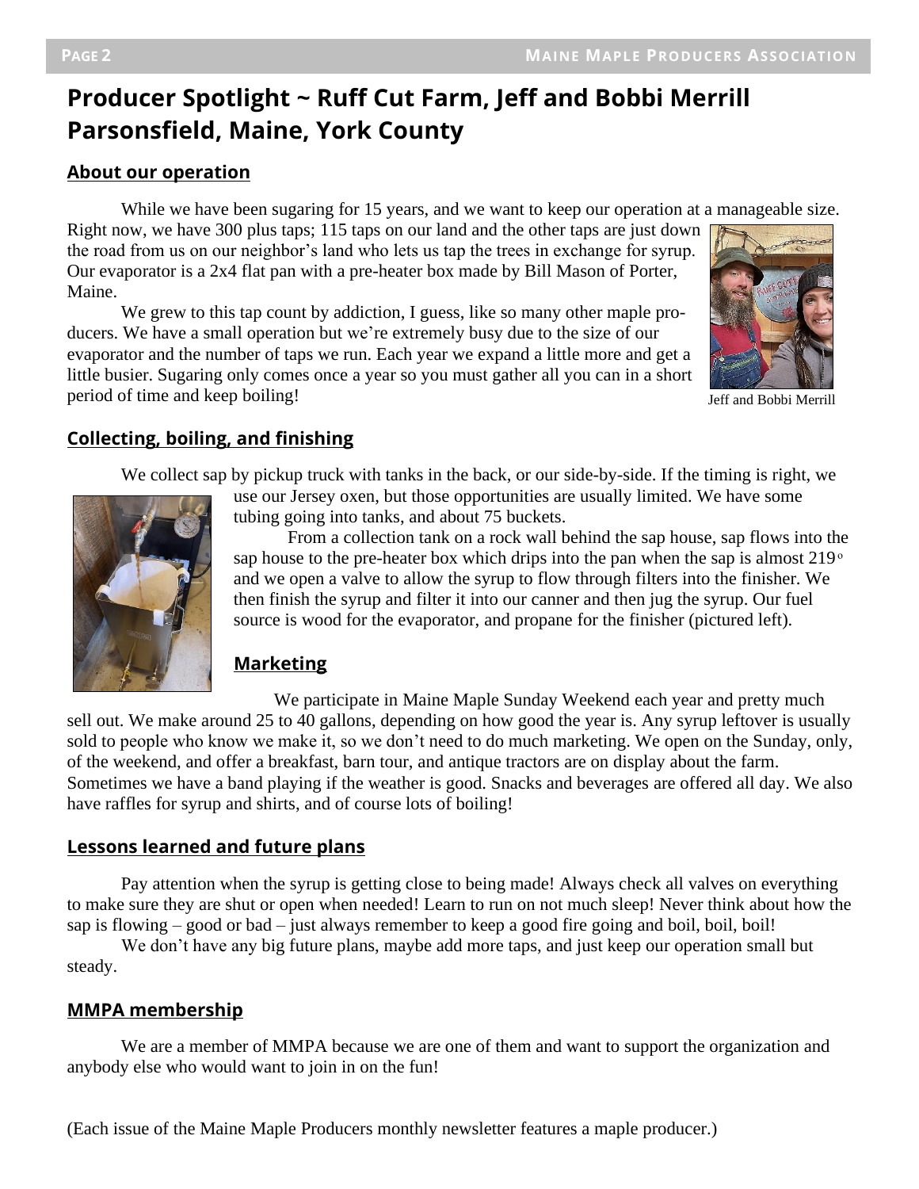# Producer Spotlight ~ Ruff Cut Farm, Jeff and Bobbi Merrill Parsonsfield, Maine, York County

## About our operation

While we have been sugaring for 15 years, and we want to keep our operation at a manageable size. Right now, we have 300 plus taps; 115 taps on our land and the other taps are just down the road from us on our neighbor's land who lets us tap the trees in exchange for syrup. Our evaporator is a 2x4 flat pan with a pre-heater box made by Bill Mason of Porter, Maine.

We grew to this tap count by addiction, I guess, like so many other maple producers. We have a small operation but we're extremely busy due to the size of our evaporator and the number of taps we run. Each year we expand a little more and get a little busier. Sugaring only comes once a year so you must gather all you can in a short period of time and keep boiling!

Jeff and Bobbi Merrill

## Collecting, boiling, and finishing

We collect sap by pickup truck with tanks in the back, or our side-by-side. If the timing is right, we use our Jersey oxen, but those opportunities are usually limited. We have some tubing going into tanks, and about 75 buckets.

From a collection tank on a rock wall behind the sap house, sap flows into the sap house to the pre-heater box which drips into the pan when the sap is almost 219° and we open a valve to allow the syrup to flow through filters into the finisher. We then finish the syrup and filter it into our canner and then jug the syrup. Our fuel source is wood for the evaporator, and propane for the finisher (pictured left).

## Marketing

We participate in Maine Maple Sunday Weekend each year and pretty much sell out. We make around 25 to 40 gallons, depending on how good the year is. Any syrup leftover is usually sold to people who know we make it, so we don't need to do much marketing. We open on the Sunday, only, of the weekend, and offer a breakfast, barn tour, and antique tractors are on display about the farm. Sometimes we have a band playing if the weather is good. Snacks and beverages are offered all day. We also have raffles for syrup and shirts, and of course lots of boiling!

## Lessons learned and future plans

Pay attention when the syrup is getting close to being made! Always check all valves on everything to make sure they are shut or open when needed! Learn to run on not much sleep! Never think about how the sap is flowing – good or bad – just always remember to keep a good fire going and boil, boil, boil!

We don't have any big future plans, maybe add more taps, and just keep our operation small but steady.

## MMPA membership

We are a member of MMPA because we are one of them and want to support the organization and anybody else who would want to join in on the fun!

(Each issue of the Maine Maple Producers monthly newsletter features a maple producer.)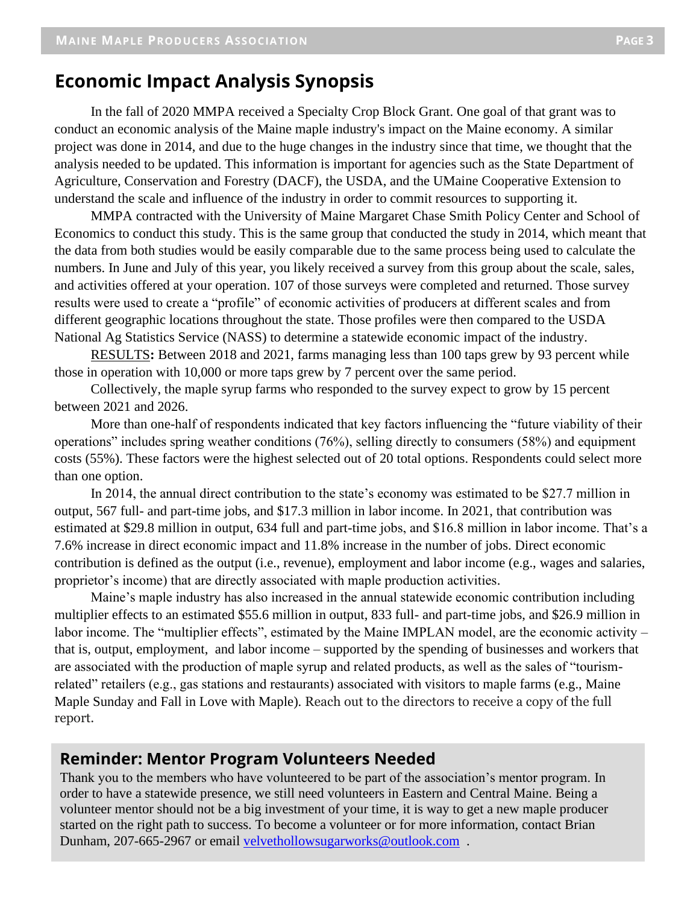## Economic Impact Analysis Synopsis

In the fall of 2020 MMPA received a Specialty Crop Block Grant. One goal of that grant was to conduct an economic analysis of the Maine maple industry's impact on the Maine economy. A similar project was done in 2014, and due to the huge changes in the industry since that time, we thought that the analysis needed to be updated. This information is important for agencies such as the State Department of Agriculture, Conservation and Forestry (DACF), the USDA, and the UMaine Cooperative Extension to understand the scale and influence of the industry in order to commit resources to supporting it.

MMPA contracted with the University of Maine Margaret Chase Smith Policy Center and School of Economics to conduct this study. This is the same group that conducted the study in 2014, which meant that the data from both studies would be easily comparable due to the same process being used to calculate the numbers. In June and July of this year, you likely received a survey from this group about the scale, sales, and activities offered at your operation. 107 of those surveys were completed and returned. Those survey results were used to create a "profile" of economic activities of producers at different scales and from different geographic locations throughout the state. Those profiles were then compared to the USDA National Ag Statistics Service (NASS) to determine a statewide economic impact of the industry.

RESULTS**:** Between 2018 and 2021, farms managing less than 100 taps grew by 93 percent while those in operation with 10,000 or more taps grew by 7 percent over the same period.

Collectively, the maple syrup farms who responded to the survey expect to grow by 15 percent between 2021 and 2026.

More than one-half of respondents indicated that key factors influencing the "future viability of their operations" includes spring weather conditions (76%), selling directly to consumers (58%) and equipment costs (55%). These factors were the highest selected out of 20 total options. Respondents could select more than one option.

In 2014, the annual direct contribution to the state's economy was estimated to be $27.7 million in output, 567 full- and part-time jobs, and $17.3 million in labor income. In 2021, that contribution was estimated at $29.8 million in output, 634 full and part-time jobs, and $16.8 million in labor income. That's a 7.6% increase in direct economic impact and 11.8% increase in the number of jobs. Direct economic contribution is defined as the output (i.e., revenue), employment and labor income (e.g., wages and salaries, proprietor's income) that are directly associated with maple production activities.

Maine's maple industry has also increased in the annual statewide economic contribution including multiplier effects to an estimated $55.6 million in output, 833 full- and part-time jobs, and $26.9 million in labor income. The "multiplier effects", estimated by the Maine IMPLAN model, are the economic activity – that is, output, employment, and labor income – supported by the spending of businesses and workers that are associated with the production of maple syrup and related products, as well as the sales of "tourism-related" retailers (e.g., gas stations and restaurants) associated with visitors to maple farms (e.g., Maine Maple Sunday and Fall in Love with Maple). Reach out to the directors to receive a copy of the full report.

## Reminder: Mentor Program Volunteers Needed

Thank you to the members who have volunteered to be part of the association's mentor program. In order to have a statewide presence, we still need volunteers in Eastern and Central Maine. Being a volunteer mentor should not be a big investment of your time, it is way to get a new maple producer started on the right path to success. To become a volunteer or for more information, contact Brian Dunham, 207-665-2967 or email velvethollowsugarworks@outlook.com .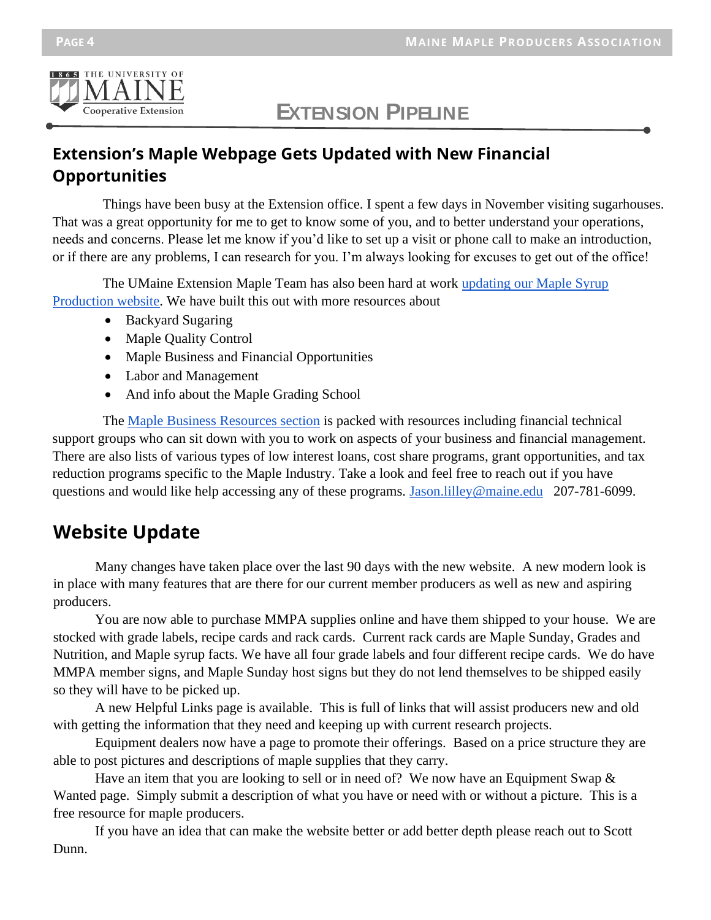# EXTENSION PIPELINE

## Extension's Maple Webpage Gets Updated with New Financial Opportunities

Things have been busy at the Extension office. I spent a few days in November visiting sugarhouses. That was a great opportunity for me to get to know some of you, and to better understand your operations, needs and concerns. Please let me know if you'd like to set up a visit or phone call to make an introduction, or if there are any problems, I can research for you. I'm always looking for excuses to get out of the office!

The UMaine Extension Maple Team has also been hard at work updating our Maple Syrup Production website. We have built this out with more resources about

- Backyard Sugaring
- Maple Quality Control
- Maple Business and Financial Opportunities
- Labor and Management
- And info about the Maple Grading School

The Maple Business Resources section is packed with resources including financial technical support groups who can sit down with you to work on aspects of your business and financial management. There are also lists of various types of low interest loans, cost share programs, grant opportunities, and tax reduction programs specific to the Maple Industry. Take a look and feel free to reach out if you have questions and would like help accessing any of these programs. Jason.lilley@maine.edu 207-781-6099.

## Website Update

Many changes have taken place over the last 90 days with the new website. A new modern look is in place with many features that are there for our current member producers as well as new and aspiring producers.

You are now able to purchase MMPA supplies online and have them shipped to your house. We are stocked with grade labels, recipe cards and rack cards. Current rack cards are Maple Sunday, Grades and Nutrition, and Maple syrup facts. We have all four grade labels and four different recipe cards. We do have MMPA member signs, and Maple Sunday host signs but they do not lend themselves to be shipped easily so they will have to be picked up.

A new Helpful Links page is available. This is full of links that will assist producers new and old with getting the information that they need and keeping up with current research projects.

Equipment dealers now have a page to promote their offerings. Based on a price structure they are able to post pictures and descriptions of maple supplies that they carry.

Have an item that you are looking to sell or in need of? We now have an Equipment Swap & Wanted page. Simply submit a description of what you have or need with or without a picture. This is a free resource for maple producers.

If you have an idea that can make the website better or add better depth please reach out to Scott Dunn.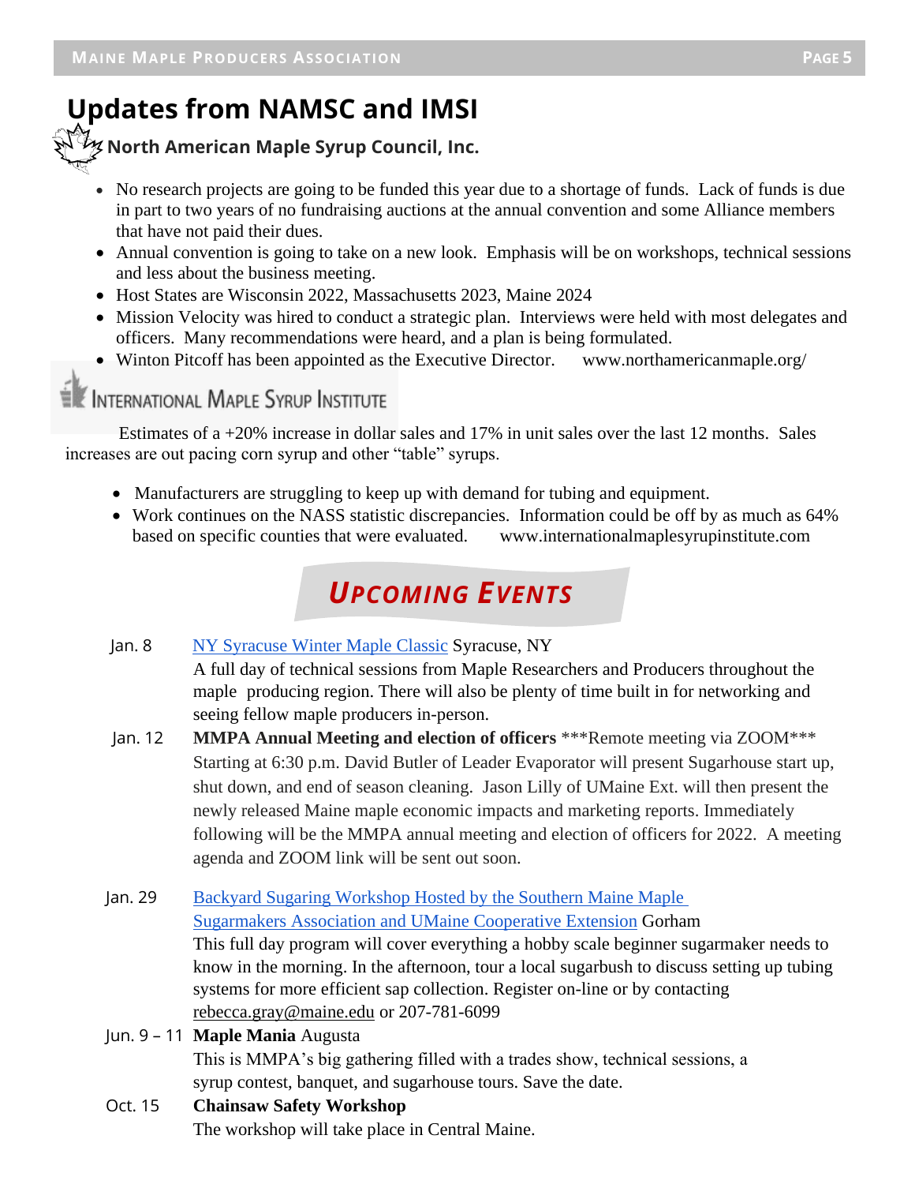# Updates from NAMSC and IMSI

## North American Maple Syrup Council, Inc.

- No research projects are going to be funded this year due to a shortage of funds. Lack of funds is due in part to two years of no fundraising auctions at the annual convention and some Alliance members that have not paid their dues.
- Annual convention is going to take on a new look. Emphasis will be on workshops, technical sessions and less about the business meeting.
- Host States are Wisconsin 2022, Massachusetts 2023, Maine 2024
- Mission Velocity was hired to conduct a strategic plan. Interviews were held with most delegates and officers. Many recommendations were heard, and a plan is being formulated.
- Winton Pitcoff has been appointed as the Executive Director. www.northamericanmaple.org/

## International Maple Syrup Institute

Estimates of a +20% increase in dollar sales and 17% in unit sales over the last 12 months. Sales increases are out pacing corn syrup and other "table" syrups.

- Manufacturers are struggling to keep up with demand for tubing and equipment.
- Work continues on the NASS statistic discrepancies. Information could be off by as much as 64% based on specific counties that were evaluated. www.internationalmaplesyrupinstitute.com

## *Upcoming Events*

**Jan. 8** — NY Syracuse Winter Maple Classic Syracuse, NY
A full day of technical sessions from Maple Researchers and Producers throughout the maple producing region. There will also be plenty of time built in for networking and seeing fellow maple producers in-person.

**Jan. 12** — **MMPA Annual Meeting and election of officers** ***Remote meeting via ZOOM***
Starting at 6:30 p.m. David Butler of Leader Evaporator will present Sugarhouse start up, shut down, and end of season cleaning. Jason Lilly of UMaine Ext. will then present the newly released Maine maple economic impacts and marketing reports. Immediately following will be the MMPA annual meeting and election of officers for 2022. A meeting agenda and ZOOM link will be sent out soon.

**Jan. 29** — Backyard Sugaring Workshop Hosted by the Southern Maine Maple Sugarmakers Association and UMaine Cooperative Extension Gorham
This full day program will cover everything a hobby scale beginner sugarmaker needs to know in the morning. In the afternoon, tour a local sugarbush to discuss setting up tubing systems for more efficient sap collection. Register on-line or by contacting rebecca.gray@maine.edu or 207-781-6099

**Jun. 9 – 11** — **Maple Mania** Augusta
This is MMPA's big gathering filled with a trades show, technical sessions, a syrup contest, banquet, and sugarhouse tours. Save the date.

**Oct. 15** — **Chainsaw Safety Workshop**
The workshop will take place in Central Maine.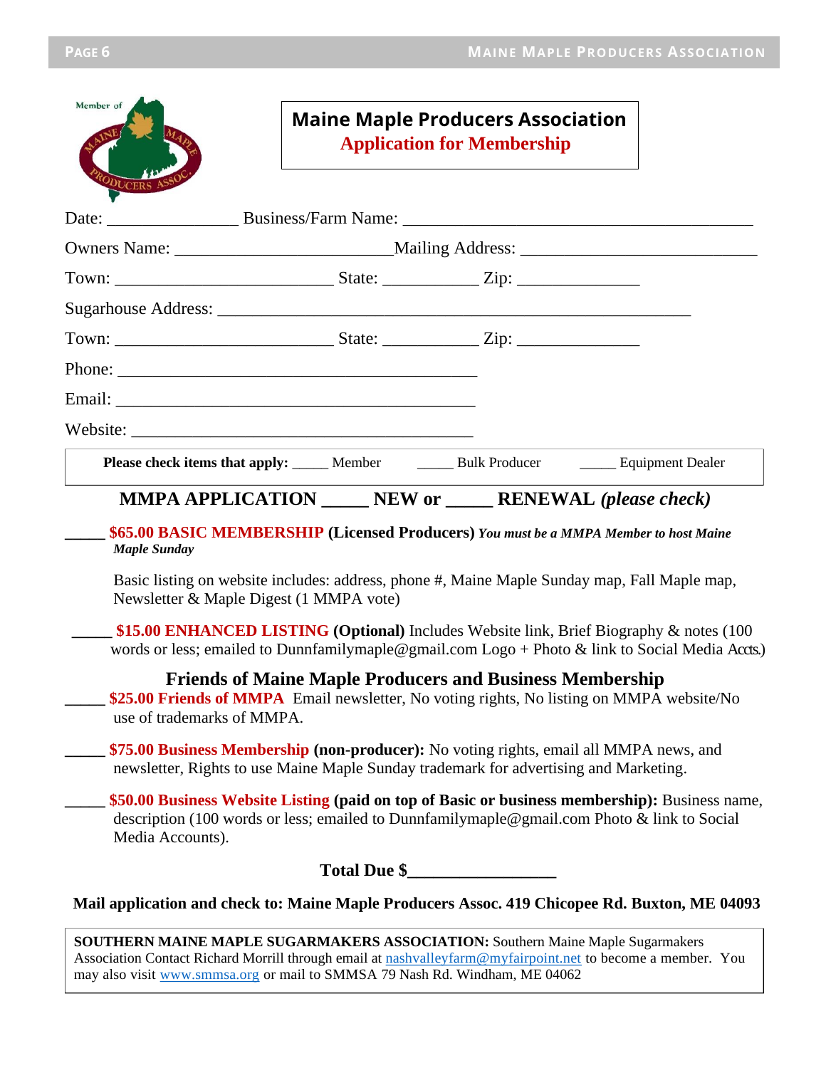# Maine Maple Producers Association
## Application for Membership

Date: _______________ Business/Farm Name: _______________________________________

Owners Name: ________________________Mailing Address: __________________________

Town: _________________________ State: ___________ Zip: ______________

Sugarhouse Address: _____________________________________________________

Town: _________________________ State: ___________ Zip: ______________

Phone: _________________________________________

Email: _________________________________________

Website: ________________________________________

**Please check items that apply:** _____ Member _____ Bulk Producer _____ Equipment Dealer

### MMPA APPLICATION _____ NEW or _____ RENEWAL *(please check)*

_____ **$65.00 BASIC MEMBERSHIP (Licensed Producers)** ***You must be a MMPA Member to host Maine Maple Sunday***

Basic listing on website includes: address, phone #, Maine Maple Sunday map, Fall Maple map, Newsletter & Maple Digest (1 MMPA vote)

_____ **$15.00 ENHANCED LISTING (Optional)** Includes Website link, Brief Biography & notes (100 words or less; emailed to Dunnfamilymaple@gmail.com Logo + Photo & link to Social Media Accts.)

### Friends of Maine Maple Producers and Business Membership

_____ **$25.00 Friends of MMPA** Email newsletter, No voting rights, No listing on MMPA website/No use of trademarks of MMPA.

_____ **$75.00 Business Membership (non-producer):** No voting rights, email all MMPA news, and newsletter, Rights to use Maine Maple Sunday trademark for advertising and Marketing.

_____ **$50.00 Business Website Listing (paid on top of Basic or business membership):** Business name, description (100 words or less; emailed to Dunnfamilymaple@gmail.com Photo & link to Social Media Accounts).

**Total Due $_________________**

**Mail application and check to: Maine Maple Producers Assoc. 419 Chicopee Rd. Buxton, ME 04093**

**SOUTHERN MAINE MAPLE SUGARMAKERS ASSOCIATION:** Southern Maine Maple Sugarmakers Association Contact Richard Morrill through email at nashvalleyfarm@myfairpoint.net to become a member. You may also visit www.smmsa.org or mail to SMMSA 79 Nash Rd. Windham, ME 04062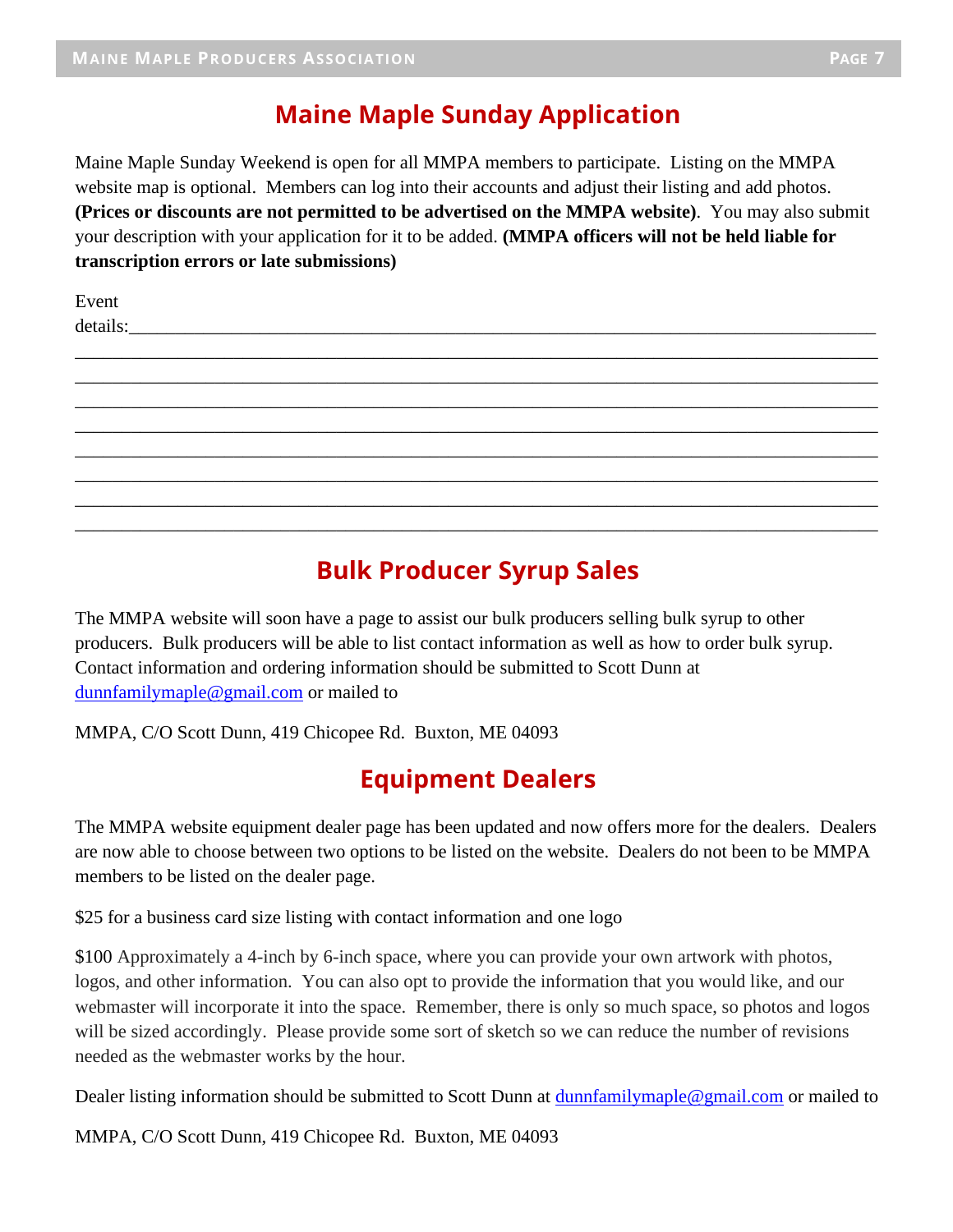# Maine Maple Sunday Application

Maine Maple Sunday Weekend is open for all MMPA members to participate. Listing on the MMPA website map is optional. Members can log into their accounts and adjust their listing and add photos. **(Prices or discounts are not permitted to be advertised on the MMPA website)**. You may also submit your description with your application for it to be added. **(MMPA officers will not be held liable for transcription errors or late submissions)**

Event details:________________________________________________________________________________
______________________________________________________________________________________________
______________________________________________________________________________________________
______________________________________________________________________________________________
______________________________________________________________________________________________
______________________________________________________________________________________________
______________________________________________________________________________________________
______________________________________________________________________________________________
______________________________________________________________________________________________

# Bulk Producer Syrup Sales

The MMPA website will soon have a page to assist our bulk producers selling bulk syrup to other producers. Bulk producers will be able to list contact information as well as how to order bulk syrup. Contact information and ordering information should be submitted to Scott Dunn at dunnfamilymaple@gmail.com or mailed to

MMPA, C/O Scott Dunn, 419 Chicopee Rd. Buxton, ME 04093

# Equipment Dealers

The MMPA website equipment dealer page has been updated and now offers more for the dealers. Dealers are now able to choose between two options to be listed on the website. Dealers do not been to be MMPA members to be listed on the dealer page.

$25 for a business card size listing with contact information and one logo

$100 Approximately a 4-inch by 6-inch space, where you can provide your own artwork with photos, logos, and other information. You can also opt to provide the information that you would like, and our webmaster will incorporate it into the space. Remember, there is only so much space, so photos and logos will be sized accordingly. Please provide some sort of sketch so we can reduce the number of revisions needed as the webmaster works by the hour.

Dealer listing information should be submitted to Scott Dunn at dunnfamilymaple@gmail.com or mailed to

MMPA, C/O Scott Dunn, 419 Chicopee Rd. Buxton, ME 04093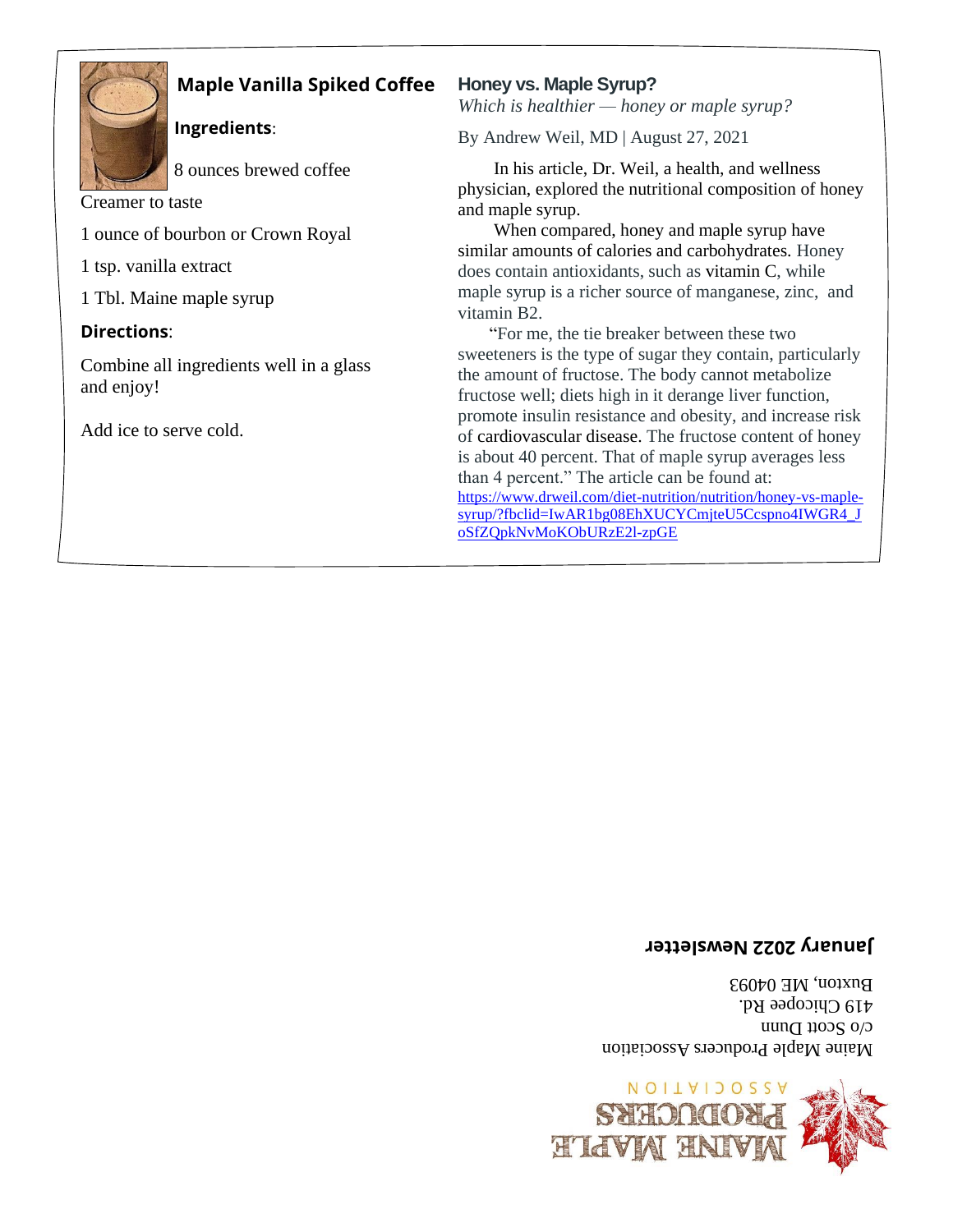## Maple Vanilla Spiked Coffee

**Ingredients**:

8 ounces brewed coffee

Creamer to taste

1 ounce of bourbon or Crown Royal

1 tsp. vanilla extract

1 Tbl. Maine maple syrup

**Directions**:

Combine all ingredients well in a glass and enjoy!

Add ice to serve cold.

## Honey vs. Maple Syrup?

*Which is healthier — honey or maple syrup?*

By Andrew Weil, MD | August 27, 2021

In his article, Dr. Weil, a health, and wellness physician, explored the nutritional composition of honey and maple syrup.

When compared, honey and maple syrup have similar amounts of calories and carbohydrates. Honey does contain antioxidants, such as vitamin C, while maple syrup is a richer source of manganese, zinc, and vitamin B2.

"For me, the tie breaker between these two sweeteners is the type of sugar they contain, particularly the amount of fructose. The body cannot metabolize fructose well; diets high in it derange liver function, promote insulin resistance and obesity, and increase risk of cardiovascular disease. The fructose content of honey is about 40 percent. That of maple syrup averages less than 4 percent." The article can be found at: https://www.drweil.com/diet-nutrition/nutrition/honey-vs-maple-syrup/?fbclid=IwAR1bg08EhXUCYCmjteU5Ccspno4IWGR4_JoSfZQpkNvMoKObURzE2l-zpGE

**January 2022 Newsletter**

Maine Maple Producers Association
c/o Scott Dunn
419 Chicopee Rd.
Buxton, ME 04093

MAINE MAPLE PRODUCERS ASSOCIATION